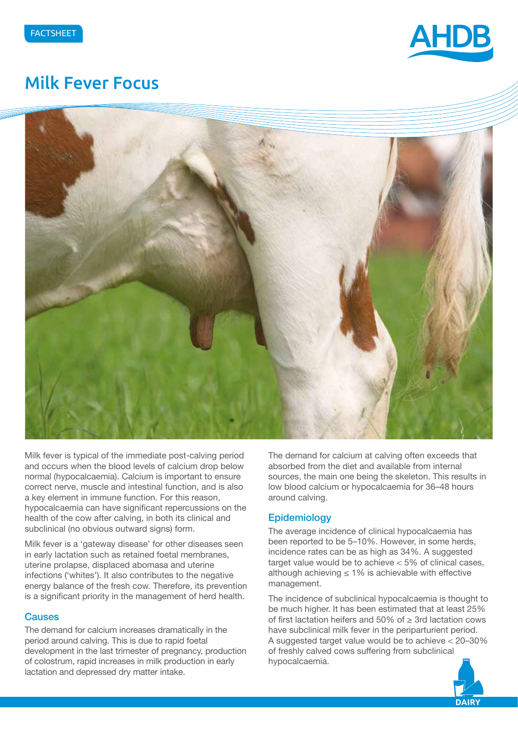FACTSHEET

# Milk Fever Focus

Milk fever is typical of the immediate post-calving period and occurs when the blood levels of calcium drop below normal (hypocalcaemia). Calcium is important to ensure correct nerve, muscle and intestinal function, and is also a key element in immune function. For this reason, hypocalcaemia can have significant repercussions on the health of the cow after calving, in both its clinical and subclinical (no obvious outward signs) form.

Milk fever is a 'gateway disease' for other diseases seen in early lactation such as retained foetal membranes, uterine prolapse, displaced abomasa and uterine infections ('whites'). It also contributes to the negative energy balance of the fresh cow. Therefore, its prevention is a significant priority in the management of herd health.

## Causes

The demand for calcium increases dramatically in the period around calving. This is due to rapid foetal development in the last trimester of pregnancy, production of colostrum, rapid increases in milk production in early lactation and depressed dry matter intake.

The demand for calcium at calving often exceeds that absorbed from the diet and available from internal sources, the main one being the skeleton. This results in low blood calcium or hypocalcaemia for 36–48 hours around calving.

## Epidemiology

The average incidence of clinical hypocalcaemia has been reported to be 5–10%. However, in some herds, incidence rates can be as high as 34%. A suggested target value would be to achieve < 5% of clinical cases, although achieving ≤ 1% is achievable with effective management.

The incidence of subclinical hypocalcaemia is thought to be much higher. It has been estimated that at least 25% of first lactation heifers and 50% of ≥ 3rd lactation cows have subclinical milk fever in the periparturient period. A suggested target value would be to achieve < 20–30% of freshly calved cows suffering from subclinical hypocalcaemia.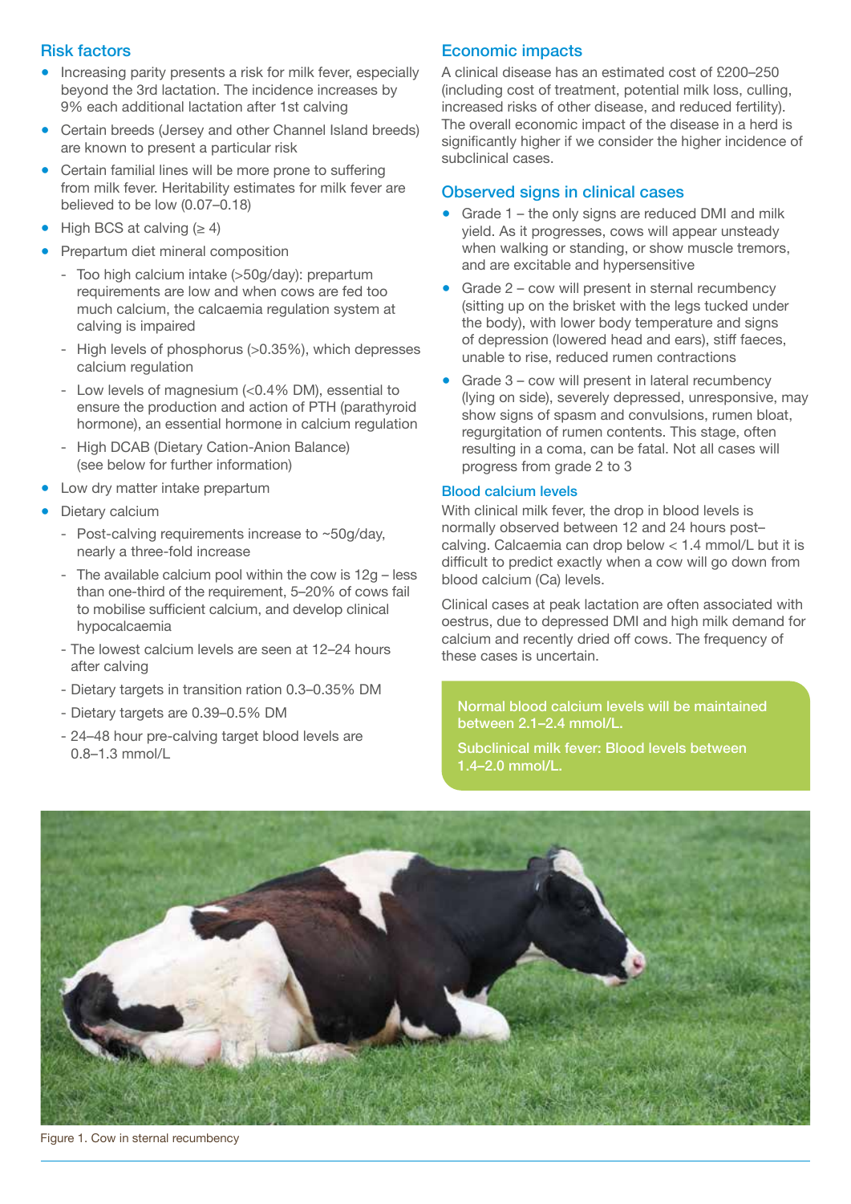## Risk factors

- Increasing parity presents a risk for milk fever, especially beyond the 3rd lactation. The incidence increases by 9% each additional lactation after 1st calving
- Certain breeds (Jersey and other Channel Island breeds) are known to present a particular risk
- Certain familial lines will be more prone to suffering from milk fever. Heritability estimates for milk fever are believed to be low (0.07–0.18)
- High BCS at calving (≥ 4)
- Prepartum diet mineral composition
  - Too high calcium intake (>50g/day): prepartum requirements are low and when cows are fed too much calcium, the calcaemia regulation system at calving is impaired
  - High levels of phosphorus (>0.35%), which depresses calcium regulation
  - Low levels of magnesium (<0.4% DM), essential to ensure the production and action of PTH (parathyroid hormone), an essential hormone in calcium regulation
  - High DCAB (Dietary Cation-Anion Balance) (see below for further information)
- Low dry matter intake prepartum
- Dietary calcium
  - Post-calving requirements increase to ~50g/day, nearly a three-fold increase
  - The available calcium pool within the cow is 12g – less than one-third of the requirement, 5–20% of cows fail to mobilise sufficient calcium, and develop clinical hypocalcaemia
  - The lowest calcium levels are seen at 12–24 hours after calving
  - Dietary targets in transition ration 0.3–0.35% DM
  - Dietary targets are 0.39–0.5% DM
  - 24–48 hour pre-calving target blood levels are 0.8–1.3 mmol/L

## Economic impacts

A clinical disease has an estimated cost of £200–250 (including cost of treatment, potential milk loss, culling, increased risks of other disease, and reduced fertility). The overall economic impact of the disease in a herd is significantly higher if we consider the higher incidence of subclinical cases.

## Observed signs in clinical cases

- Grade 1 – the only signs are reduced DMI and milk yield. As it progresses, cows will appear unsteady when walking or standing, or show muscle tremors, and are excitable and hypersensitive
- Grade 2 – cow will present in sternal recumbency (sitting up on the brisket with the legs tucked under the body), with lower body temperature and signs of depression (lowered head and ears), stiff faeces, unable to rise, reduced rumen contractions
- Grade 3 – cow will present in lateral recumbency (lying on side), severely depressed, unresponsive, may show signs of spasm and convulsions, rumen bloat, regurgitation of rumen contents. This stage, often resulting in a coma, can be fatal. Not all cases will progress from grade 2 to 3

### Blood calcium levels

With clinical milk fever, the drop in blood levels is normally observed between 12 and 24 hours post–calving. Calcaemia can drop below < 1.4 mmol/L but it is difficult to predict exactly when a cow will go down from blood calcium (Ca) levels.

Clinical cases at peak lactation are often associated with oestrus, due to depressed DMI and high milk demand for calcium and recently dried off cows. The frequency of these cases is uncertain.

**Normal blood calcium levels will be maintained between 2.1–2.4 mmol/L.**

**Subclinical milk fever: Blood levels between 1.4–2.0 mmol/L.**

Figure 1. Cow in sternal recumbency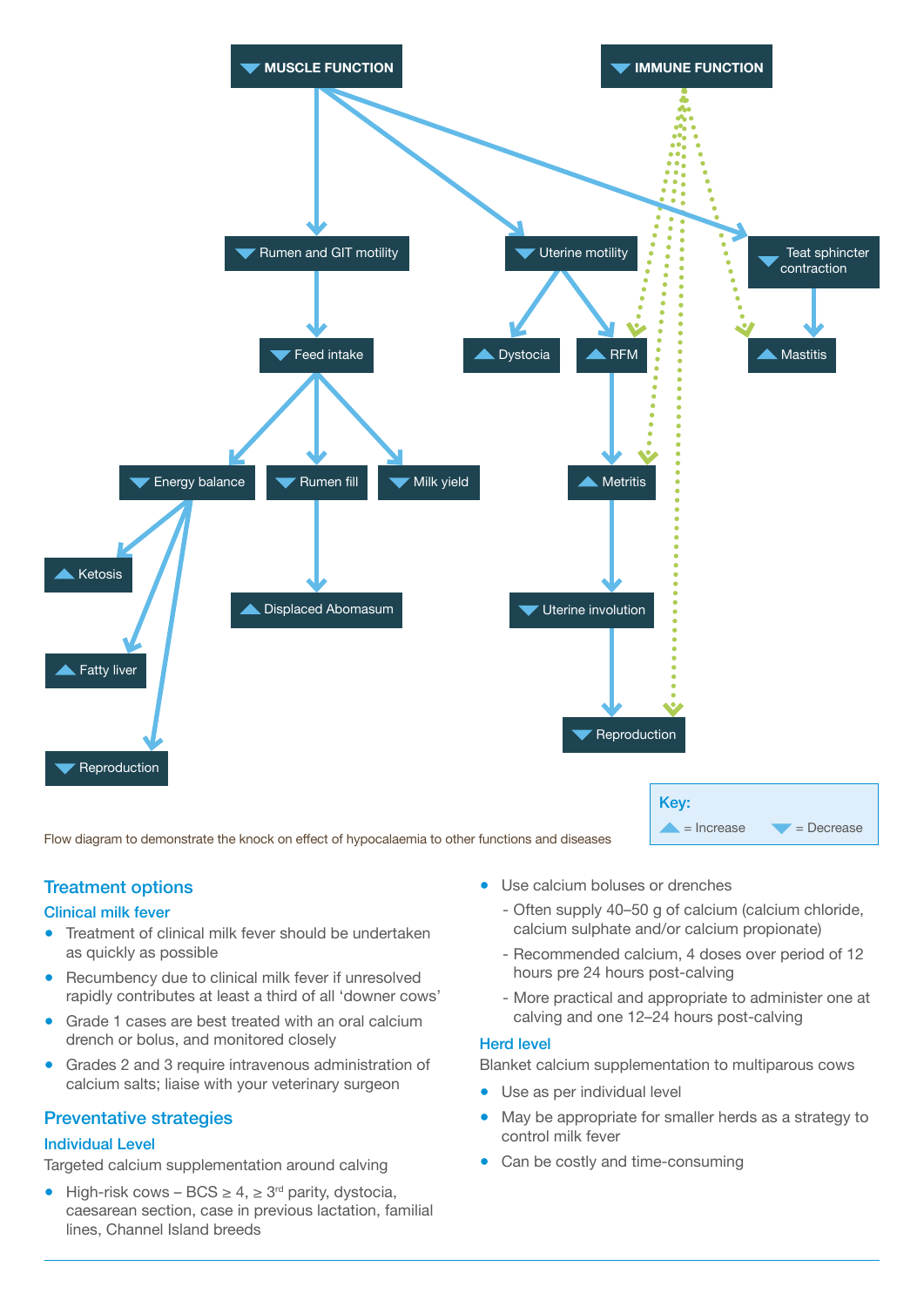- ▼ MUSCLE FUNCTION
  - ▼ Rumen and GIT motility
    - ▼ Feed intake
      - ▼ Energy balance
        - ▲ Ketosis
        - ▲ Fatty liver
        - ▼ Reproduction
      - ▼ Rumen fill
        - ▲ Displaced Abomasum
      - ▼ Milk yield
  - ▼ Uterine motility
    - ▲ Dystocia
    - ▲ RFM
      - ▲ Metritis
        - ▼ Uterine involution
          - ▼ Reproduction
  - ▼ Teat sphincter contraction
    - ▲ Mastitis
- ▼ IMMUNE FUNCTION
  - ▲ RFM
  - ▲ Metritis
  - ▼ Reproduction
  - ▲ Mastitis

Key: ▲ = Increase ▼ = Decrease

Flow diagram to demonstrate the knock on effect of hypocalaemia to other functions and diseases

## Treatment options

### Clinical milk fever

- Treatment of clinical milk fever should be undertaken as quickly as possible
- Recumbency due to clinical milk fever if unresolved rapidly contributes at least a third of all 'downer cows'
- Grade 1 cases are best treated with an oral calcium drench or bolus, and monitored closely
- Grades 2 and 3 require intravenous administration of calcium salts; liaise with your veterinary surgeon

## Preventative strategies

### Individual Level

Targeted calcium supplementation around calving

- High-risk cows – BCS ≥ 4, ≥ 3rd parity, dystocia, caesarean section, case in previous lactation, familial lines, Channel Island breeds
- Use calcium boluses or drenches
  - Often supply 40–50 g of calcium (calcium chloride, calcium sulphate and/or calcium propionate)
  - Recommended calcium, 4 doses over period of 12 hours pre 24 hours post-calving
  - More practical and appropriate to administer one at calving and one 12–24 hours post-calving

### Herd level

Blanket calcium supplementation to multiparous cows

- Use as per individual level
- May be appropriate for smaller herds as a strategy to control milk fever
- Can be costly and time-consuming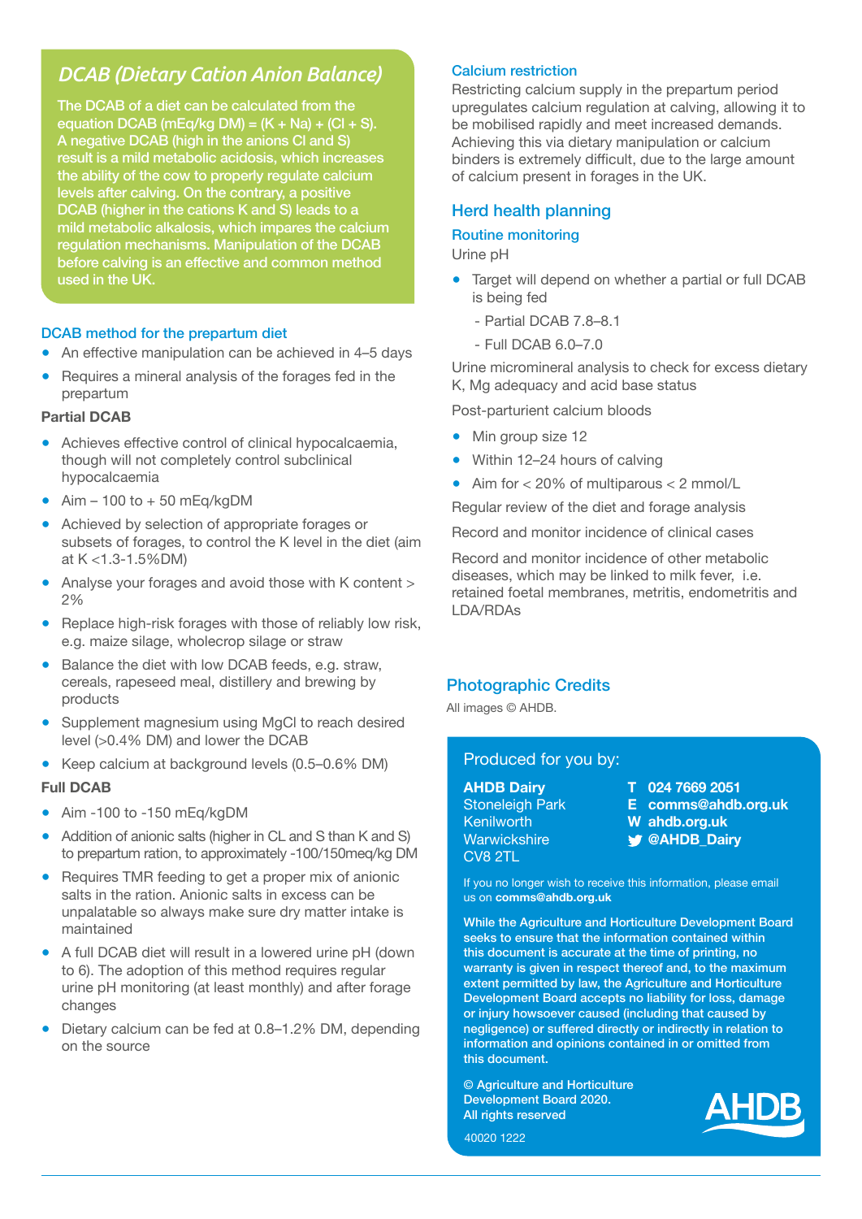## *DCAB (Dietary Cation Anion Balance)*

The DCAB of a diet can be calculated from the equation DCAB (mEq/kg DM) = (K + Na) + (Cl + S). A negative DCAB (high in the anions Cl and S) result is a mild metabolic acidosis, which increases the ability of the cow to properly regulate calcium levels after calving. On the contrary, a positive DCAB (higher in the cations K and S) leads to a mild metabolic alkalosis, which impares the calcium regulation mechanisms. Manipulation of the DCAB before calving is an effective and common method used in the UK.

### DCAB method for the prepartum diet

- An effective manipulation can be achieved in 4–5 days
- Requires a mineral analysis of the forages fed in the prepartum

**Partial DCAB**

- Achieves effective control of clinical hypocalcaemia, though will not completely control subclinical hypocalcaemia
- Aim – 100 to + 50 mEq/kgDM
- Achieved by selection of appropriate forages or subsets of forages, to control the K level in the diet (aim at K <1.3-1.5%DM)
- Analyse your forages and avoid those with K content > 2%
- Replace high-risk forages with those of reliably low risk, e.g. maize silage, wholecrop silage or straw
- Balance the diet with low DCAB feeds, e.g. straw, cereals, rapeseed meal, distillery and brewing by products
- Supplement magnesium using MgCl to reach desired level (>0.4% DM) and lower the DCAB
- Keep calcium at background levels (0.5–0.6% DM)

**Full DCAB**

- Aim -100 to -150 mEq/kgDM
- Addition of anionic salts (higher in CL and S than K and S) to prepartum ration, to approximately -100/150meq/kg DM
- Requires TMR feeding to get a proper mix of anionic salts in the ration. Anionic salts in excess can be unpalatable so always make sure dry matter intake is maintained
- A full DCAB diet will result in a lowered urine pH (down to 6). The adoption of this method requires regular urine pH monitoring (at least monthly) and after forage changes
- Dietary calcium can be fed at 0.8–1.2% DM, depending on the source

### Calcium restriction

Restricting calcium supply in the prepartum period upregulates calcium regulation at calving, allowing it to be mobilised rapidly and meet increased demands. Achieving this via dietary manipulation or calcium binders is extremely difficult, due to the large amount of calcium present in forages in the UK.

## Herd health planning

### Routine monitoring

Urine pH

- Target will depend on whether a partial or full DCAB is being fed
  - Partial DCAB 7.8–8.1
  - Full DCAB 6.0–7.0

Urine micromineral analysis to check for excess dietary K, Mg adequacy and acid base status

Post-parturient calcium bloods

- Min group size 12
- Within 12–24 hours of calving
- Aim for < 20% of multiparous < 2 mmol/L

Regular review of the diet and forage analysis

Record and monitor incidence of clinical cases

Record and monitor incidence of other metabolic diseases, which may be linked to milk fever, i.e. retained foetal membranes, metritis, endometritis and LDA/RDAs

## Photographic Credits

All images © AHDB.

### Produced for you by:

**AHDB Dairy**
Stoneleigh Park
Kenilworth
Warwickshire
CV8 2TL

**T 024 7669 2051**
**E comms@ahdb.org.uk**
**W ahdb.org.uk**
**@AHDB_Dairy**

If you no longer wish to receive this information, please email us on **comms@ahdb.org.uk**

**While the Agriculture and Horticulture Development Board seeks to ensure that the information contained within this document is accurate at the time of printing, no warranty is given in respect thereof and, to the maximum extent permitted by law, the Agriculture and Horticulture Development Board accepts no liability for loss, damage or injury howsoever caused (including that caused by negligence) or suffered directly or indirectly in relation to information and opinions contained in or omitted from this document.**

**© Agriculture and Horticulture Development Board 2020. All rights reserved**

AHDB

40020 1222